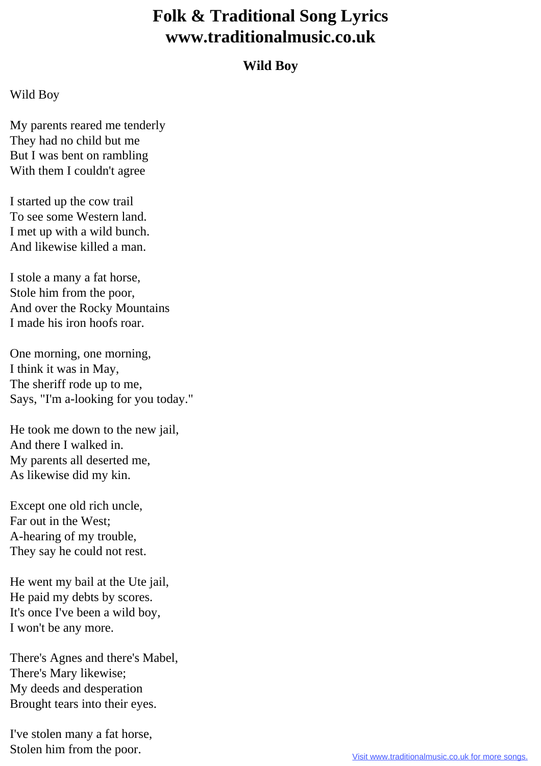# Folk & Traditional Song Lyrics
# www.traditionalmusic.co.uk

### Wild Boy

Wild Boy

My parents reared me tenderly
They had no child but me
But I was bent on rambling
With them I couldn't agree

I started up the cow trail
To see some Western land.
I met up with a wild bunch.
And likewise killed a man.

I stole a many a fat horse,
Stole him from the poor,
And over the Rocky Mountains
I made his iron hoofs roar.

One morning, one morning,
I think it was in May,
The sheriff rode up to me,
Says, "I'm a-looking for you today."

He took me down to the new jail,
And there I walked in.
My parents all deserted me,
As likewise did my kin.

Except one old rich uncle,
Far out in the West;
A-hearing of my trouble,
They say he could not rest.

He went my bail at the Ute jail,
He paid my debts by scores.
It's once I've been a wild boy,
I won't be any more.

There's Agnes and there's Mabel,
There's Mary likewise;
My deeds and desperation
Brought tears into their eyes.

I've stolen many a fat horse,
Stolen him from the poor.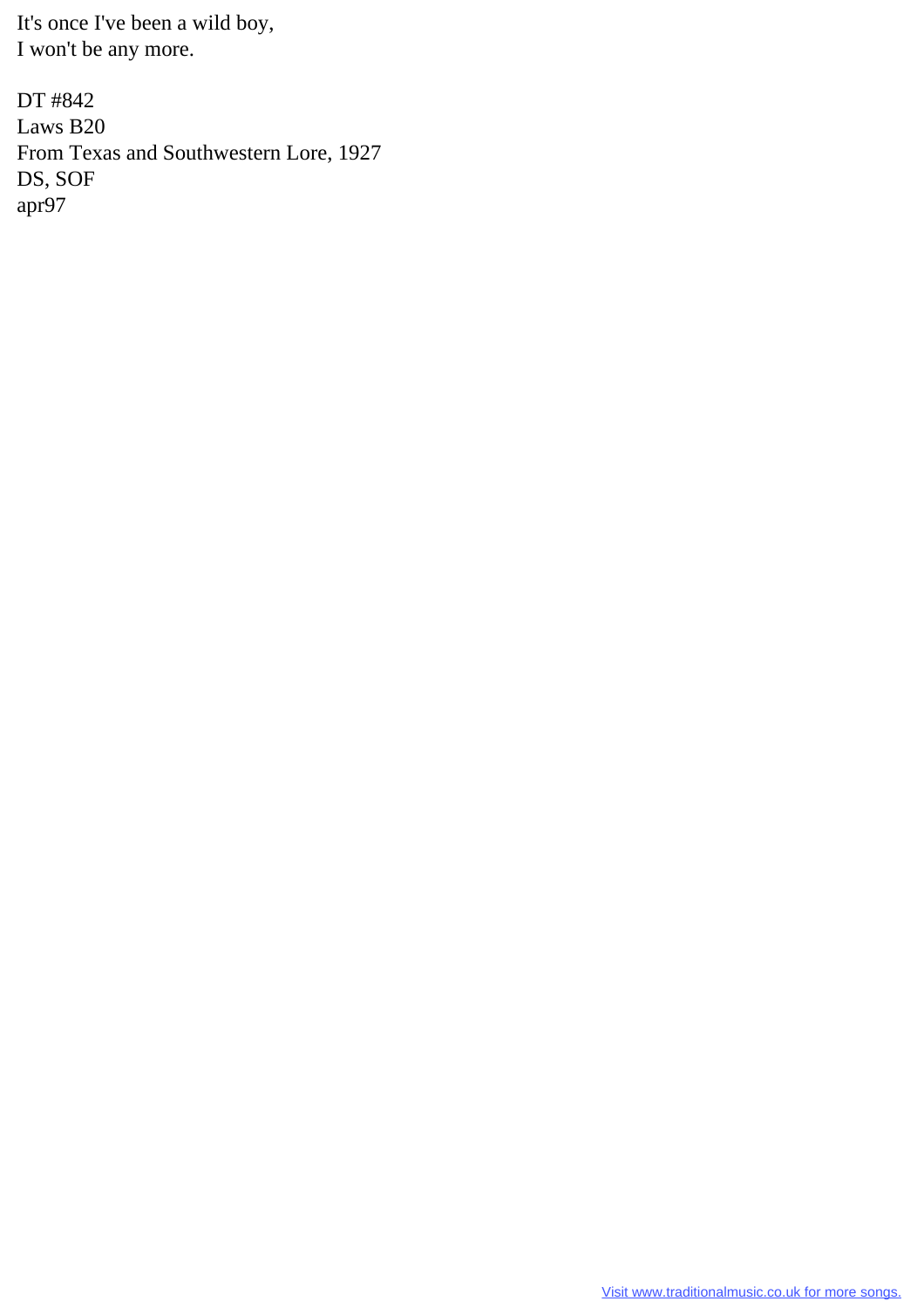It's once I've been a wild boy,
I won't be any more.

DT #842
Laws B20
From Texas and Southwestern Lore, 1927
DS, SOF
apr97